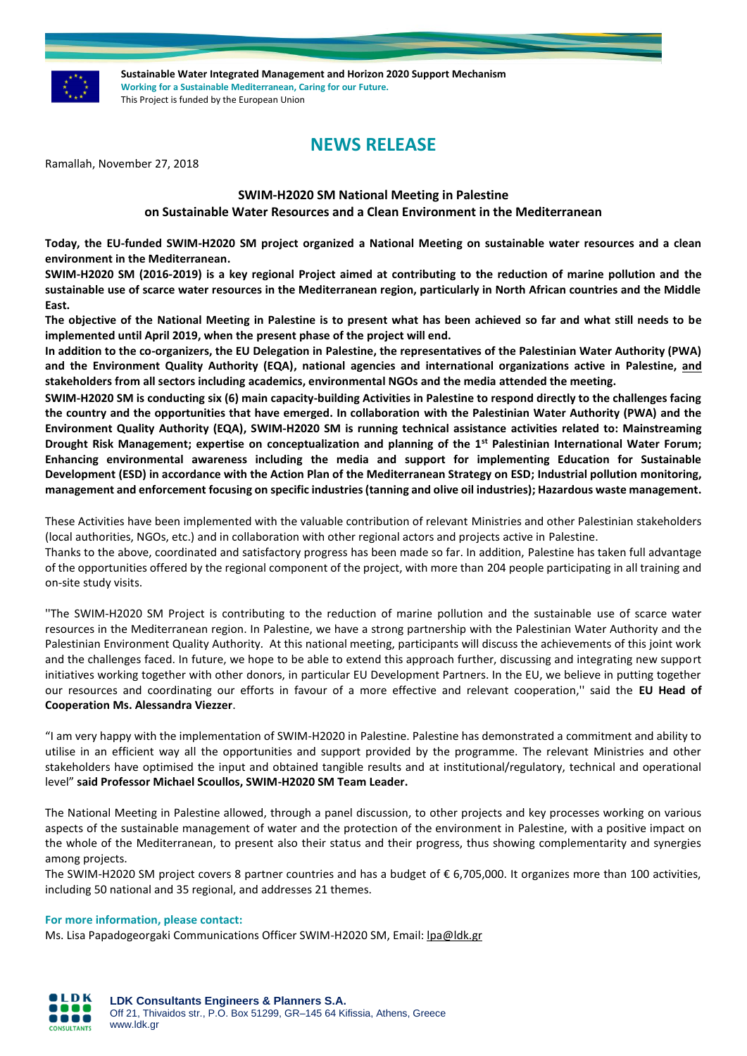**Sustainable Water Integrated Management and Horizon 2020 Support Mechanism**
**Working for a Sustainable Mediterranean, Caring for our Future.**
This Project is funded by the European Union

# NEWS RELEASE

Ramallah, November 27, 2018

### SWIM-H2020 SM National Meeting in Palestine on Sustainable Water Resources and a Clean Environment in the Mediterranean

**Today, the EU-funded SWIM-H2020 SM project organized a National Meeting on sustainable water resources and a clean environment in the Mediterranean.**

**SWIM-H2020 SM (2016-2019) is a key regional Project aimed at contributing to the reduction of marine pollution and the sustainable use of scarce water resources in the Mediterranean region, particularly in North African countries and the Middle East.**

**The objective of the National Meeting in Palestine is to present what has been achieved so far and what still needs to be implemented until April 2019, when the present phase of the project will end.**

**In addition to the co-organizers, the EU Delegation in Palestine, the representatives of the Palestinian Water Authority (PWA) and the Environment Quality Authority (EQA), national agencies and international organizations active in Palestine, and stakeholders from all sectors including academics, environmental NGOs and the media attended the meeting.**

**SWIM-H2020 SM is conducting six (6) main capacity-building Activities in Palestine to respond directly to the challenges facing the country and the opportunities that have emerged. In collaboration with the Palestinian Water Authority (PWA) and the Environment Quality Authority (EQA), SWIM-H2020 SM is running technical assistance activities related to: Mainstreaming Drought Risk Management; expertise on conceptualization and planning of the 1st Palestinian International Water Forum; Enhancing environmental awareness including the media and support for implementing Education for Sustainable Development (ESD) in accordance with the Action Plan of the Mediterranean Strategy on ESD; Industrial pollution monitoring, management and enforcement focusing on specific industries (tanning and olive oil industries); Hazardous waste management.**

These Activities have been implemented with the valuable contribution of relevant Ministries and other Palestinian stakeholders (local authorities, NGOs, etc.) and in collaboration with other regional actors and projects active in Palestine.

Thanks to the above, coordinated and satisfactory progress has been made so far. In addition, Palestine has taken full advantage of the opportunities offered by the regional component of the project, with more than 204 people participating in all training and on-site study visits.

''The SWIM-H2020 SM Project is contributing to the reduction of marine pollution and the sustainable use of scarce water resources in the Mediterranean region. In Palestine, we have a strong partnership with the Palestinian Water Authority and the Palestinian Environment Quality Authority. At this national meeting, participants will discuss the achievements of this joint work and the challenges faced. In future, we hope to be able to extend this approach further, discussing and integrating new support initiatives working together with other donors, in particular EU Development Partners. In the EU, we believe in putting together our resources and coordinating our efforts in favour of a more effective and relevant cooperation,'' said the **EU Head of Cooperation Ms. Alessandra Viezzer**.

"I am very happy with the implementation of SWIM-H2020 in Palestine. Palestine has demonstrated a commitment and ability to utilise in an efficient way all the opportunities and support provided by the programme. The relevant Ministries and other stakeholders have optimised the input and obtained tangible results and at institutional/regulatory, technical and operational level" **said Professor Michael Scoullos, SWIM-H2020 SM Team Leader.**

The National Meeting in Palestine allowed, through a panel discussion, to other projects and key processes working on various aspects of the sustainable management of water and the protection of the environment in Palestine, with a positive impact on the whole of the Mediterranean, to present also their status and their progress, thus showing complementarity and synergies among projects.

The SWIM-H2020 SM project covers 8 partner countries and has a budget of € 6,705,000. It organizes more than 100 activities, including 50 national and 35 regional, and addresses 21 themes.

**For more information, please contact:**
Ms. Lisa Papadogeorgaki Communications Officer SWIM-H2020 SM, Email: lpa@ldk.gr

**LDK Consultants Engineers & Planners S.A.**
Off 21, Thivaidos str., P.O. Box 51299, GR–145 64 Kifissia, Athens, Greece
www.ldk.gr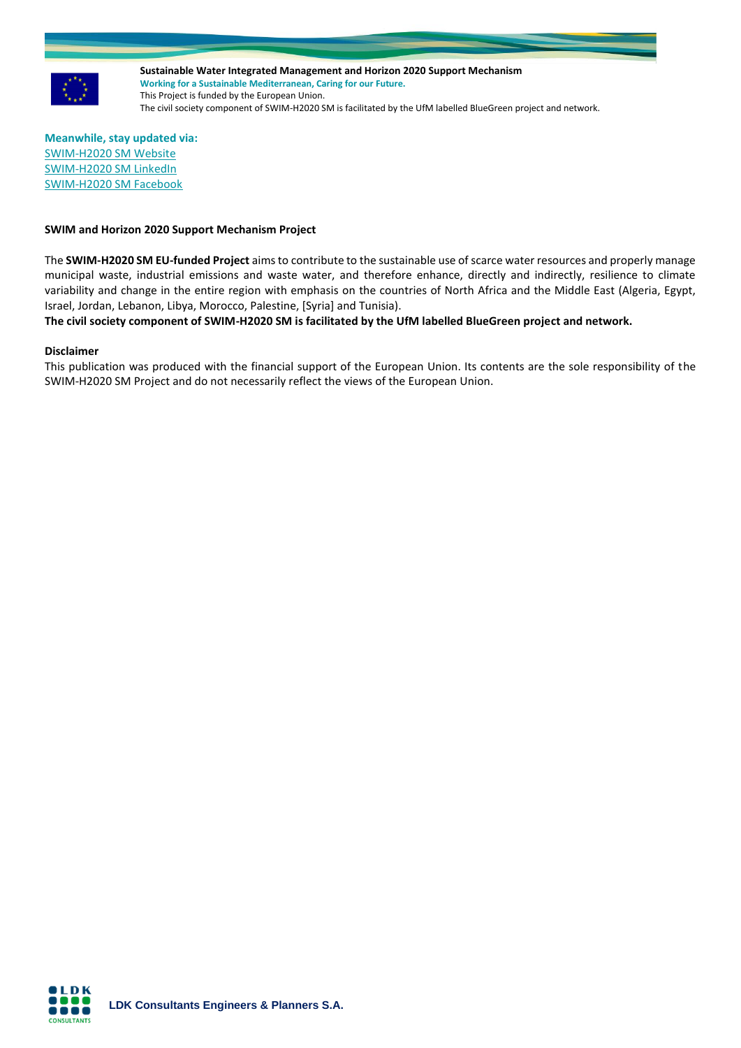**Meanwhile, stay updated via:**
[SWIM-H2020 SM Website]
[SWIM-H2020 SM LinkedIn]
[SWIM-H2020 SM Facebook]

**SWIM and Horizon 2020 Support Mechanism Project**

The **SWIM-H2020 SM EU-funded Project** aims to contribute to the sustainable use of scarce water resources and properly manage municipal waste, industrial emissions and waste water, and therefore enhance, directly and indirectly, resilience to climate variability and change in the entire region with emphasis on the countries of North Africa and the Middle East (Algeria, Egypt, Israel, Jordan, Lebanon, Libya, Morocco, Palestine, [Syria] and Tunisia).

**The civil society component of SWIM-H2020 SM is facilitated by the UfM labelled BlueGreen project and network.**

**Disclaimer**

This publication was produced with the financial support of the European Union. Its contents are the sole responsibility of the SWIM-H2020 SM Project and do not necessarily reflect the views of the European Union.